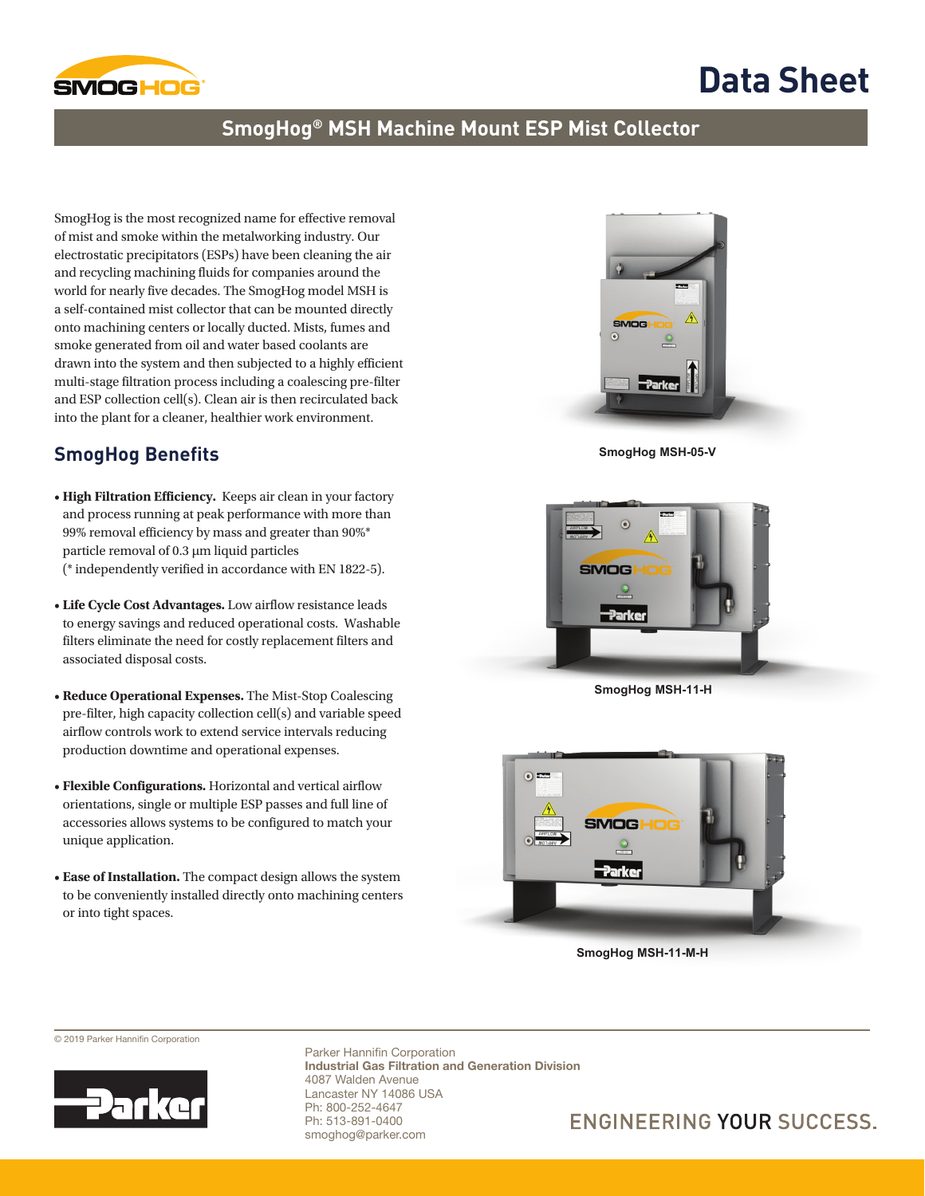# Data Sheet

## SmogHog® MSH Machine Mount ESP Mist Collector

SmogHog is the most recognized name for effective removal of mist and smoke within the metalworking industry. Our electrostatic precipitators (ESPs) have been cleaning the air and recycling machining fluids for companies around the world for nearly five decades. The SmogHog model MSH is a self-contained mist collector that can be mounted directly onto machining centers or locally ducted. Mists, fumes and smoke generated from oil and water based coolants are drawn into the system and then subjected to a highly efficient multi-stage filtration process including a coalescing pre-filter and ESP collection cell(s). Clean air is then recirculated back into the plant for a cleaner, healthier work environment.

### SmogHog Benefits

- **High Filtration Efficiency.** Keeps air clean in your factory and process running at peak performance with more than 99% removal efficiency by mass and greater than 90%* particle removal of 0.3 µm liquid particles (* independently verified in accordance with EN 1822-5).
- **Life Cycle Cost Advantages.** Low airflow resistance leads to energy savings and reduced operational costs. Washable filters eliminate the need for costly replacement filters and associated disposal costs.
- **Reduce Operational Expenses.** The Mist-Stop Coalescing pre-filter, high capacity collection cell(s) and variable speed airflow controls work to extend service intervals reducing production downtime and operational expenses.
- **Flexible Configurations.** Horizontal and vertical airflow orientations, single or multiple ESP passes and full line of accessories allows systems to be configured to match your unique application.
- **Ease of Installation.** The compact design allows the system to be conveniently installed directly onto machining centers or into tight spaces.

SmogHog MSH-05-V

SmogHog MSH-11-H

SmogHog MSH-11-M-H

© 2019 Parker Hannifin Corporation

Parker Hannifin Corporation
**Industrial Gas Filtration and Generation Division**
4087 Walden Avenue
Lancaster NY 14086 USA
Ph: 800-252-4647
Ph: 513-891-0400
smoghog@parker.com

ENGINEERING YOUR SUCCESS.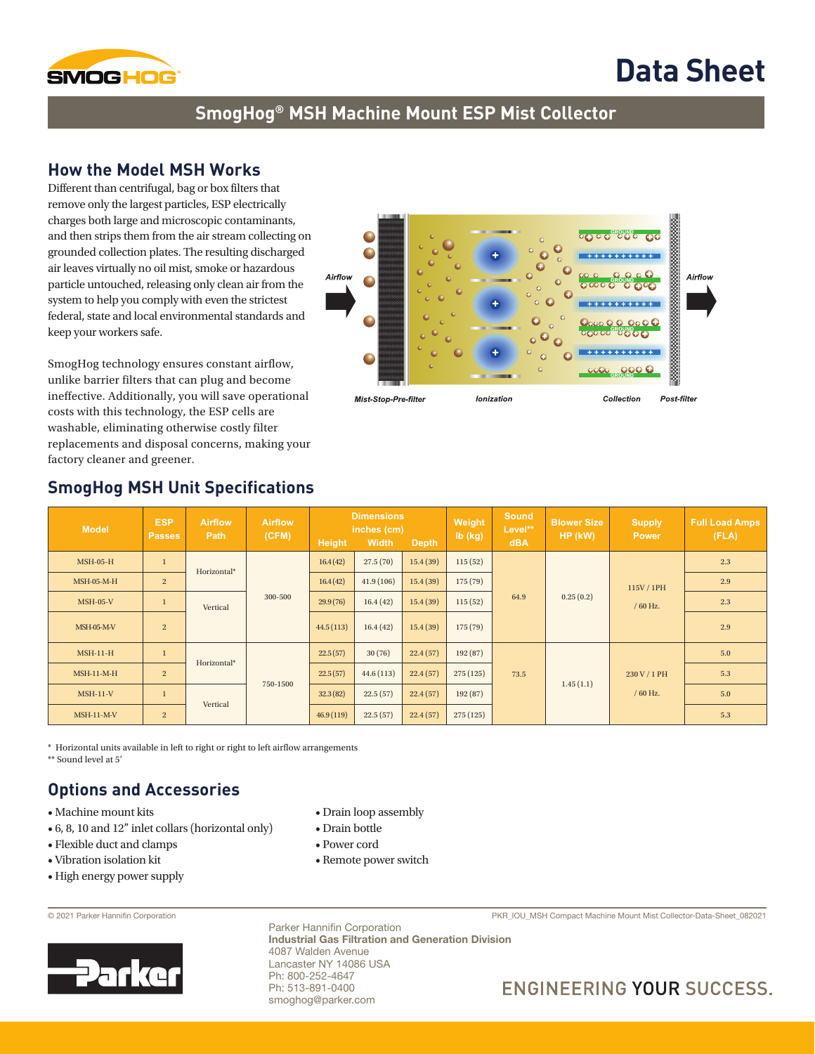# Data Sheet

## SmogHog® MSH Machine Mount ESP Mist Collector

### How the Model MSH Works

Different than centrifugal, bag or box filters that remove only the largest particles, ESP electrically charges both large and microscopic contaminants, and then strips them from the air stream collecting on grounded collection plates. The resulting discharged air leaves virtually no oil mist, smoke or hazardous particle untouched, releasing only clean air from the system to help you comply with even the strictest federal, state and local environmental standards and keep your workers safe.

SmogHog technology ensures constant airflow, unlike barrier filters that can plug and become ineffective. Additionally, you will save operational costs with this technology, the ESP cells are washable, eliminating otherwise costly filter replacements and disposal concerns, making your factory cleaner and greener.

Airflow
GROUND
Airflow
Mist-Stop-Pre-filter
Ionization
Collection
Post-filter

### SmogHog MSH Unit Specifications

| Model | ESP Passes | Airflow Path | Airflow (CFM) | Dimensions inches (cm) | | | Weight lb (kg) | Sound Level** dBA | Blower Size HP (kW) | Supply Power | Full Load Amps (FLA) |
|---|---|---|---|---|---|---|---|---|---|---|---|
| | | | | Height | Width | Depth | | | | | |
| MSH-05-H | 1 | Horizontal* | 300-500 | 16.4 (42) | 27.5 (70) | 15.4 (39) | 115 (52) | 64.9 | 0.25 (0.2) | 115V / 1PH / 60 Hz. | 2.3 |
| MSH-05-M-H | 2 | Horizontal* | 300-500 | 16.4 (42) | 41.9 (106) | 15.4 (39) | 175 (79) | 64.9 | 0.25 (0.2) | 115V / 1PH / 60 Hz. | 2.9 |
| MSH-05-V | 1 | Vertical | 300-500 | 29.9 (76) | 16.4 (42) | 15.4 (39) | 115 (52) | 64.9 | 0.25 (0.2) | 115V / 1PH / 60 Hz. | 2.3 |
| MSH-05-M-V | 2 | Vertical | 300-500 | 44.5 (113) | 16.4 (42) | 15.4 (39) | 175 (79) | 64.9 | 0.25 (0.2) | 115V / 1PH / 60 Hz. | 2.9 |
| MSH-11-H | 1 | Horizontal* | 750-1500 | 22.5 (57) | 30 (76) | 22.4 (57) | 192 (87) | 73.5 | 1.45 (1.1) | 230 V / 1 PH / 60 Hz. | 5.0 |
| MSH-11-M-H | 2 | Horizontal* | 750-1500 | 22.5 (57) | 44.6 (113) | 22.4 (57) | 275 (125) | 73.5 | 1.45 (1.1) | 230 V / 1 PH / 60 Hz. | 5.3 |
| MSH-11-V | 1 | Vertical | 750-1500 | 32.3 (82) | 22.5 (57) | 22.4 (57) | 192 (87) | 73.5 | 1.45 (1.1) | 230 V / 1 PH / 60 Hz. | 5.0 |
| MSH-11-M-V | 2 | Vertical | 750-1500 | 46.9 (119) | 22.5 (57) | 22.4 (57) | 275 (125) | 73.5 | 1.45 (1.1) | 230 V / 1 PH / 60 Hz. | 5.3 |

\* Horizontal units available in left to right or right to left airflow arrangements
** Sound level at 5'

### Options and Accessories

- Machine mount kits
- 6, 8, 10 and 12" inlet collars (horizontal only)
- Flexible duct and clamps
- Vibration isolation kit
- High energy power supply
- Drain loop assembly
- Drain bottle
- Power cord
- Remote power switch

© 2021 Parker Hannifin Corporation

PKR_IOU_MSH Compact Machine Mount Mist Collector-Data-Sheet_082021

Parker Hannifin Corporation
**Industrial Gas Filtration and Generation Division**
4087 Walden Avenue
Lancaster NY 14086 USA
Ph: 800-252-4647
Ph: 513-891-0400
smoghog@parker.com

ENGINEERING YOUR SUCCESS.